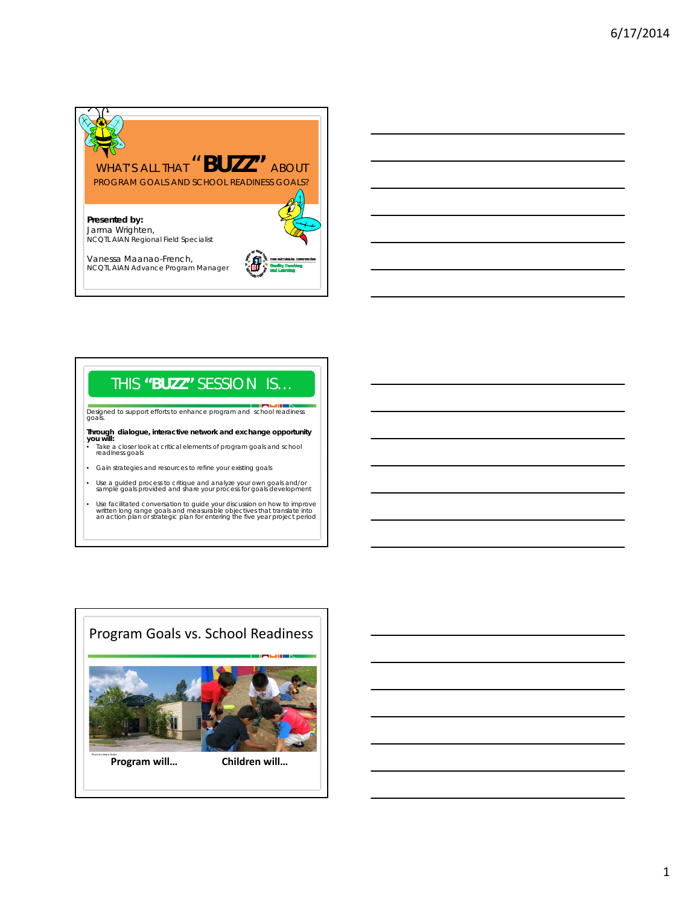# WHAT'S ALL THAT "BUZZ" ABOUT PROGRAM GOALS AND SCHOOL READINESS GOALS?

**Presented by:**
Jarma Wrighten,
NCQTLAIAN Regional Field Specialist

Vanessa Maanao-French,
NCQTLAIAN Advance Program Manager

## THIS "BUZZ" SESSION IS…

Designed to support efforts to enhance program and school readiness goals.

**Through dialogue, interactive network and exchange opportunity you will:**

- Take a closer look at critical elements of program goals and school readiness goals
- Gain strategies and resources to refine your existing goals
- Use a guided process to critique and analyze your own goals and/or sample goals provided and share your process for goals development
- Use facilitated conversation to guide your discussion on how to improve written long range goals and measurable objectives that translate into an action plan or strategic plan for entering the five year project period

## Program Goals vs. School Readiness

Photo by Debra Drake

**Program will…** **Children will…**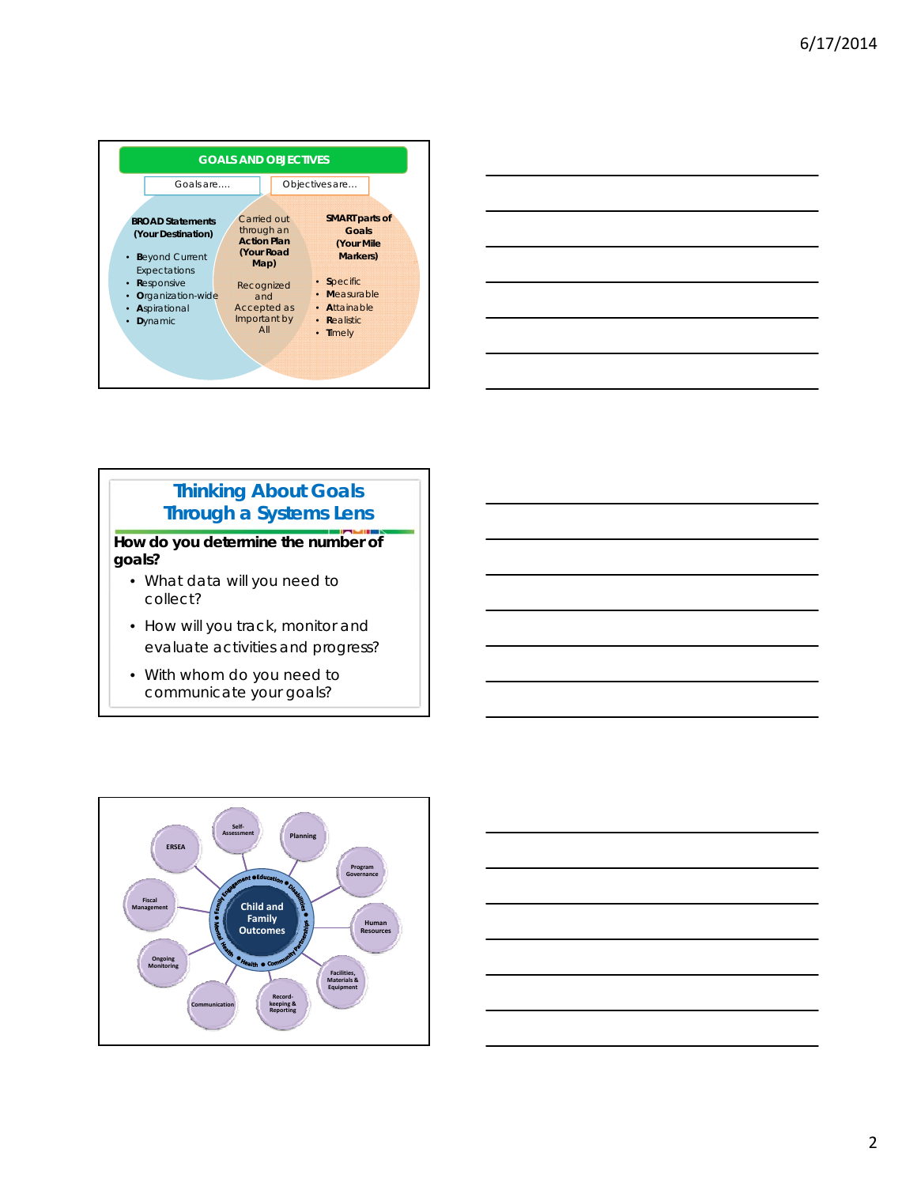## GOALS AND OBJECTIVES

Goals are....

Objectives are...

**BROAD Statements (Your Destination)**

- **B**eyond Current Expectations
- **R**esponsive
- **O**rganization-wide
- **A**spirational
- **D**ynamic

Carried out through an **Action Plan (Your Road Map)**

Recognized and Accepted as Important by All

**SMART parts of Goals (Your Mile Markers)**

- **S**pecific
- **M**easurable
- **A**ttainable
- **R**ealistic
- **T**imely

## Thinking About Goals Through a Systems Lens

**How do you determine the number of goals?**

- What data will you need to collect?
- How will you track, monitor and evaluate activities and progress?
- With whom do you need to communicate your goals?

Child and Family Outcomes

Family Engagement • Education • Disabilities • Community Partnerships • Health • Mental Health

- Self-Assessment
- Planning
- Program Governance
- Human Resources
- Facilities, Materials & Equipment
- Record-keeping & Reporting
- Communication
- Ongoing Monitoring
- Fiscal Management
- ERSEA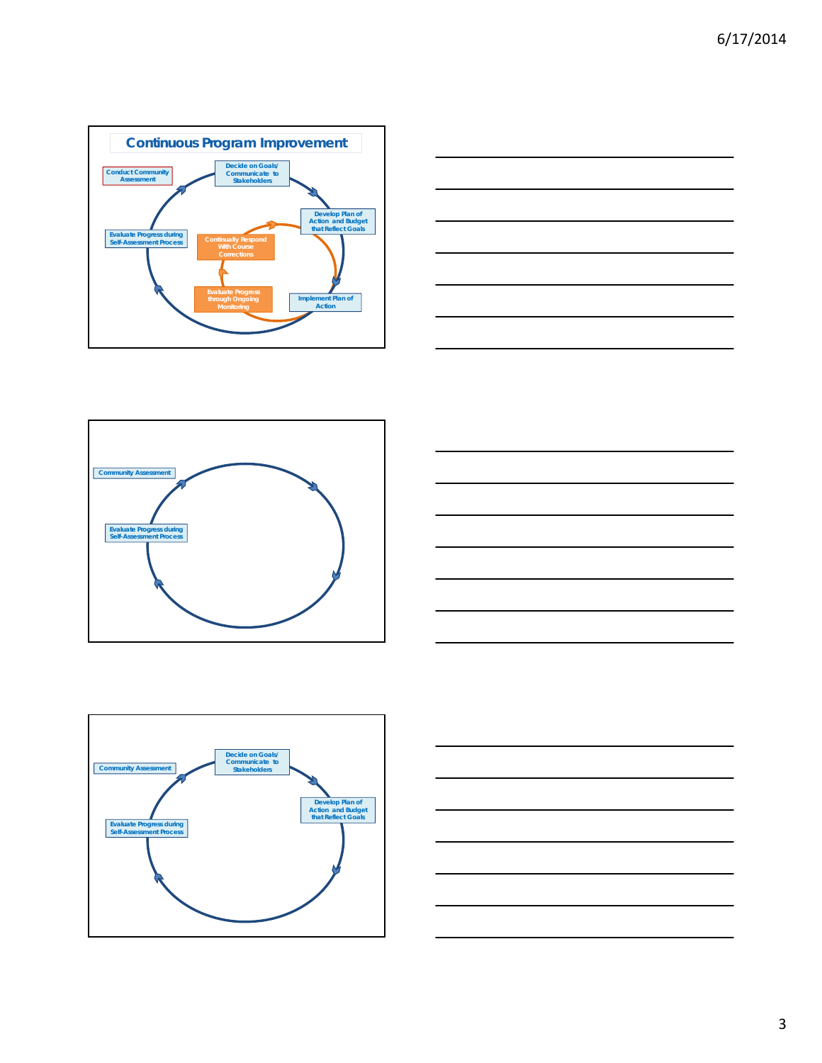## Continuous Program Improvement

Conduct Community Assessment

Decide on Goals/ Communicate to Stakeholders

Develop Plan of Action and Budget that Reflect Goals

Implement Plan of Action

Evaluate Progress through Ongoing Monitoring

Continually Respond With Course Corrections

Evaluate Progress during Self-Assessment Process

---

Community Assessment

Evaluate Progress during Self-Assessment Process

---

Community Assessment

Decide on Goals/ Communicate to Stakeholders

Develop Plan of Action and Budget that Reflect Goals

Evaluate Progress during Self-Assessment Process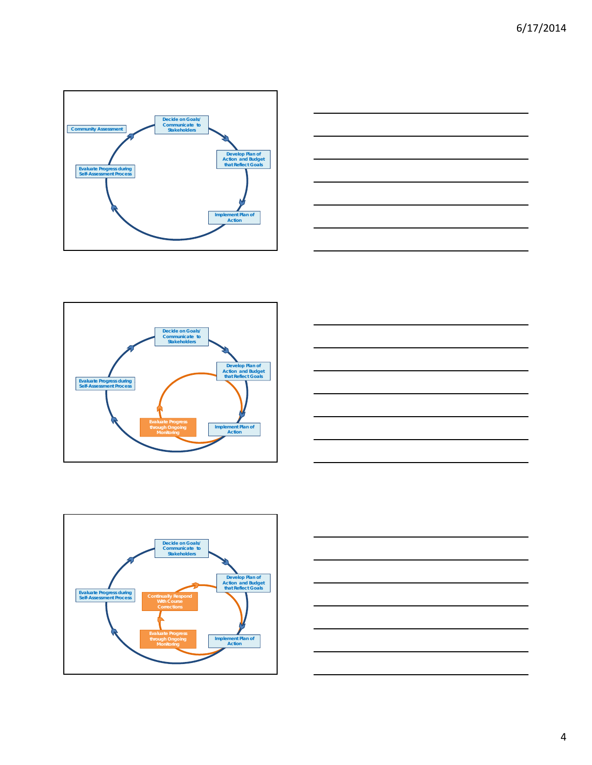Community Assessment

Decide on Goals/ Communicate to Stakeholders

Develop Plan of Action and Budget that Reflect Goals

Implement Plan of Action

Evaluate Progress during Self-Assessment Process

Decide on Goals/ Communicate to Stakeholders

Develop Plan of Action and Budget that Reflect Goals

Implement Plan of Action

Evaluate Progress through Ongoing Monitoring

Evaluate Progress during Self-Assessment Process

Decide on Goals/ Communicate to Stakeholders

Develop Plan of Action and Budget that Reflect Goals

Implement Plan of Action

Evaluate Progress through Ongoing Monitoring

Continually Respond With Course Corrections

Evaluate Progress during Self-Assessment Process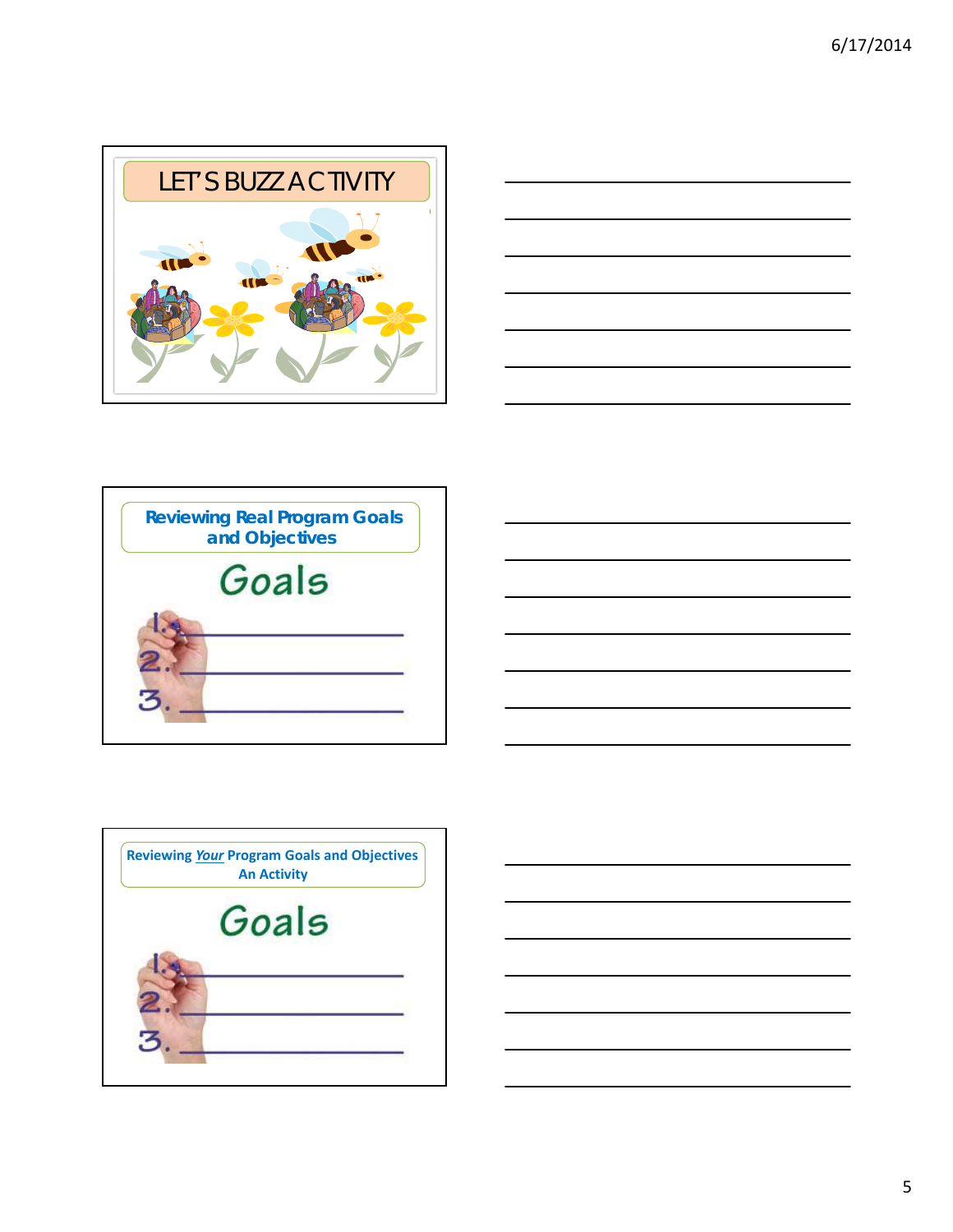## LET'S BUZZ ACTIVITY

## Reviewing Real Program Goals and Objectives

Goals

1.
2.
3.

## Reviewing *Your* Program Goals and Objectives An Activity

Goals

1.
2.
3.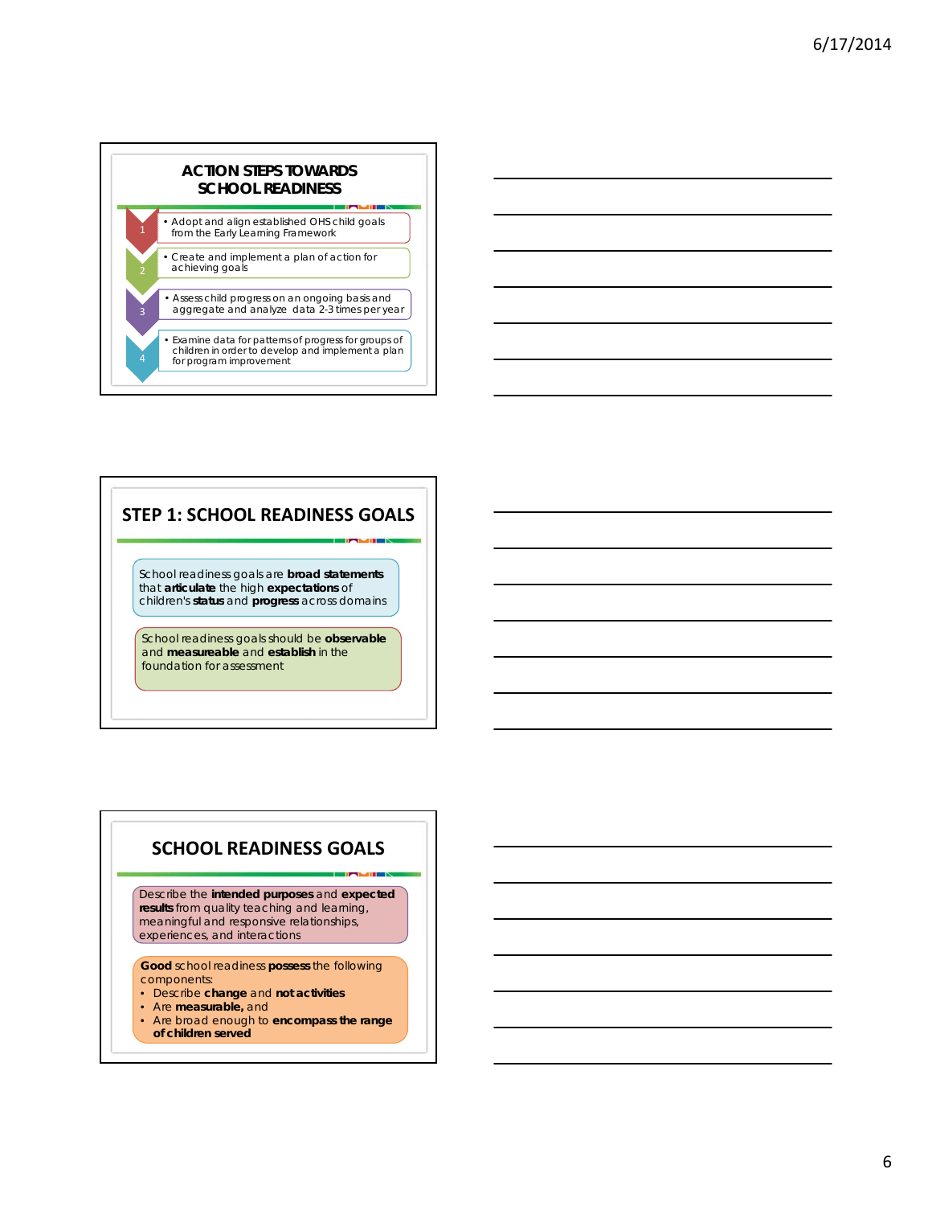## ACTION STEPS TOWARDS SCHOOL READINESS

1. • Adopt and align established OHS child goals from the Early Learning Framework
2. • Create and implement a plan of action for achieving goals
3. • Assess child progress on an ongoing basis and aggregate and analyze data 2-3 times per year
4. • Examine data for patterns of progress for groups of children in order to develop and implement a plan for program improvement

## STEP 1: SCHOOL READINESS GOALS

School readiness goals are **broad statements** that **articulate** the high **expectations** of children's **status** and **progress** across domains

School readiness goals should be **observable** and **measureable** and **establish** in the foundation for assessment

## SCHOOL READINESS GOALS

Describe the **intended purposes** and **expected results** from quality teaching and learning, meaningful and responsive relationships, experiences, and interactions

**Good** school readiness **possess** the following components:

- Describe **change** and **not activities**
- Are **measurable,** and
- Are broad enough to **encompass the range of children served**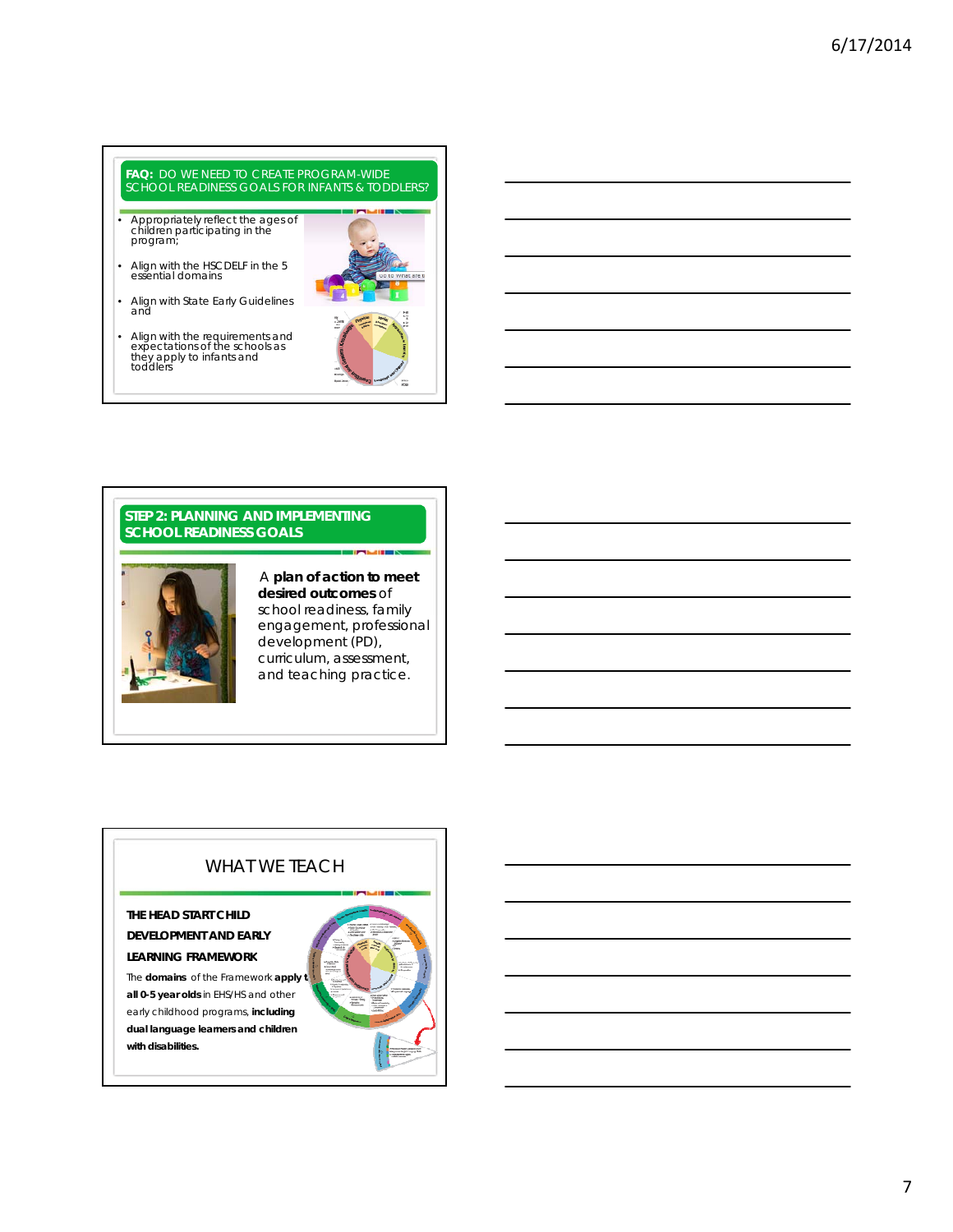## FAQ: DO WE NEED TO CREATE PROGRAM-WIDE SCHOOL READINESS GOALS FOR INFANTS & TODDLERS?

- Appropriately reflect the ages of children participating in the program;
- Align with the HSCDELF in the 5 essential domains
- Align with State Early Guidelines and
- Align with the requirements and expectations of the schools as they apply to infants and toddlers

## STEP 2: PLANNING AND IMPLEMENTING SCHOOL READINESS GOALS

A **plan of action to meet desired outcomes** of school readiness, family engagement, professional development (PD), curriculum, assessment, and teaching practice.

## WHAT WE TEACH

**THE HEAD START CHILD DEVELOPMENT AND EARLY LEARNING FRAMEWORK**

The **domains** of the Framework **apply to all 0-5 year olds** in EHS/HS and other early childhood programs, **including dual language learners and children with disabilities.**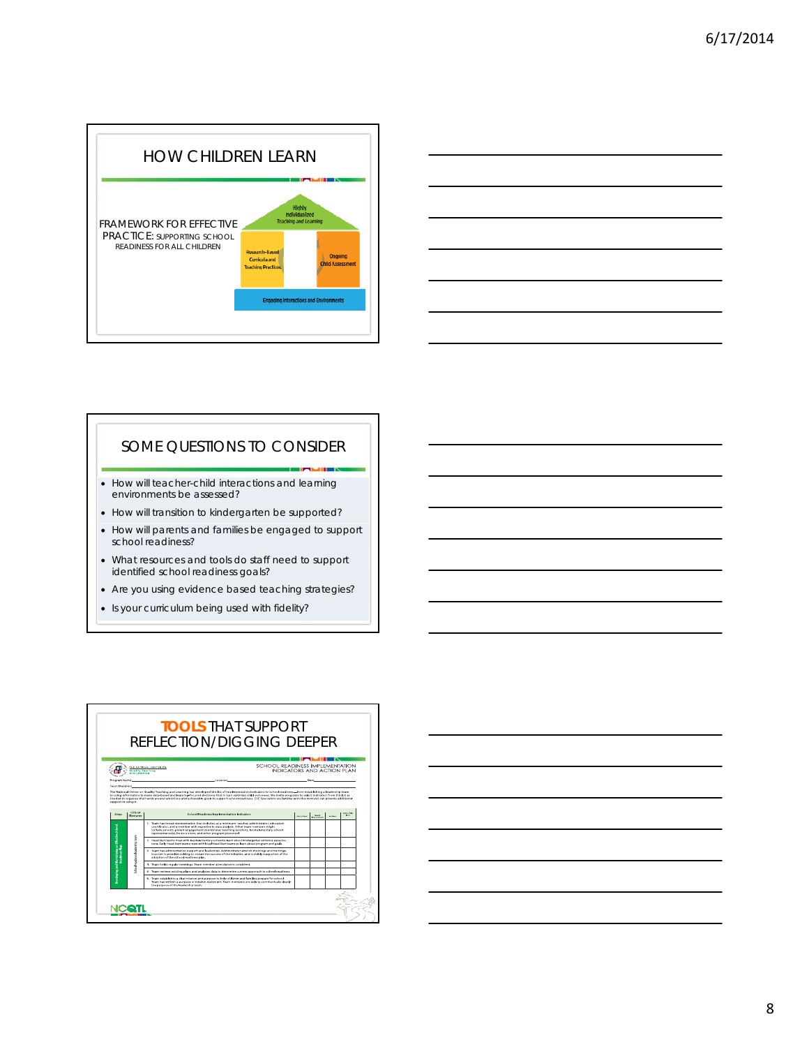## HOW CHILDREN LEARN

FRAMEWORK FOR EFFECTIVE PRACTICE: SUPPORTING SCHOOL READINESS FOR ALL CHILDREN

Highly Individualized Teaching and Learning

Research-Based Curricula and Teaching Practices

Ongoing Child Assessment

Engaging Interactions and Environments

## SOME QUESTIONS TO CONSIDER

- How will teacher-child interactions and learning environments be assessed?
- How will transition to kindergarten be supported?
- How will parents and families be engaged to support school readiness?
- What resources and tools do staff need to support identified school readiness goals?
- Are you using evidence based teaching strategies?
- Is your curriculum being used with fidelity?

## TOOLS THAT SUPPORT REFLECTION/DIGGING DEEPER

SCHOOL READINESS IMPLEMENTATION INDICATORS AND ACTION PLAN

NCQTL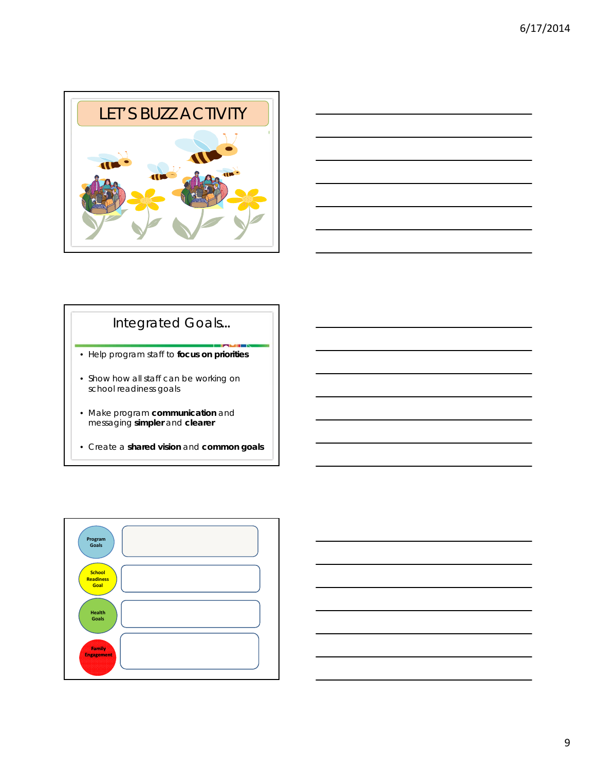## LET'S BUZZ ACTIVITY

## Integrated Goals...

- Help program staff to **focus on priorities**
- Show how all staff can be working on school readiness goals
- Make program **communication** and messaging **simpler** and **clearer**
- Create a **shared vision** and **common goals**

Program Goals

School Readiness Goal

Health Goals

Family Engagement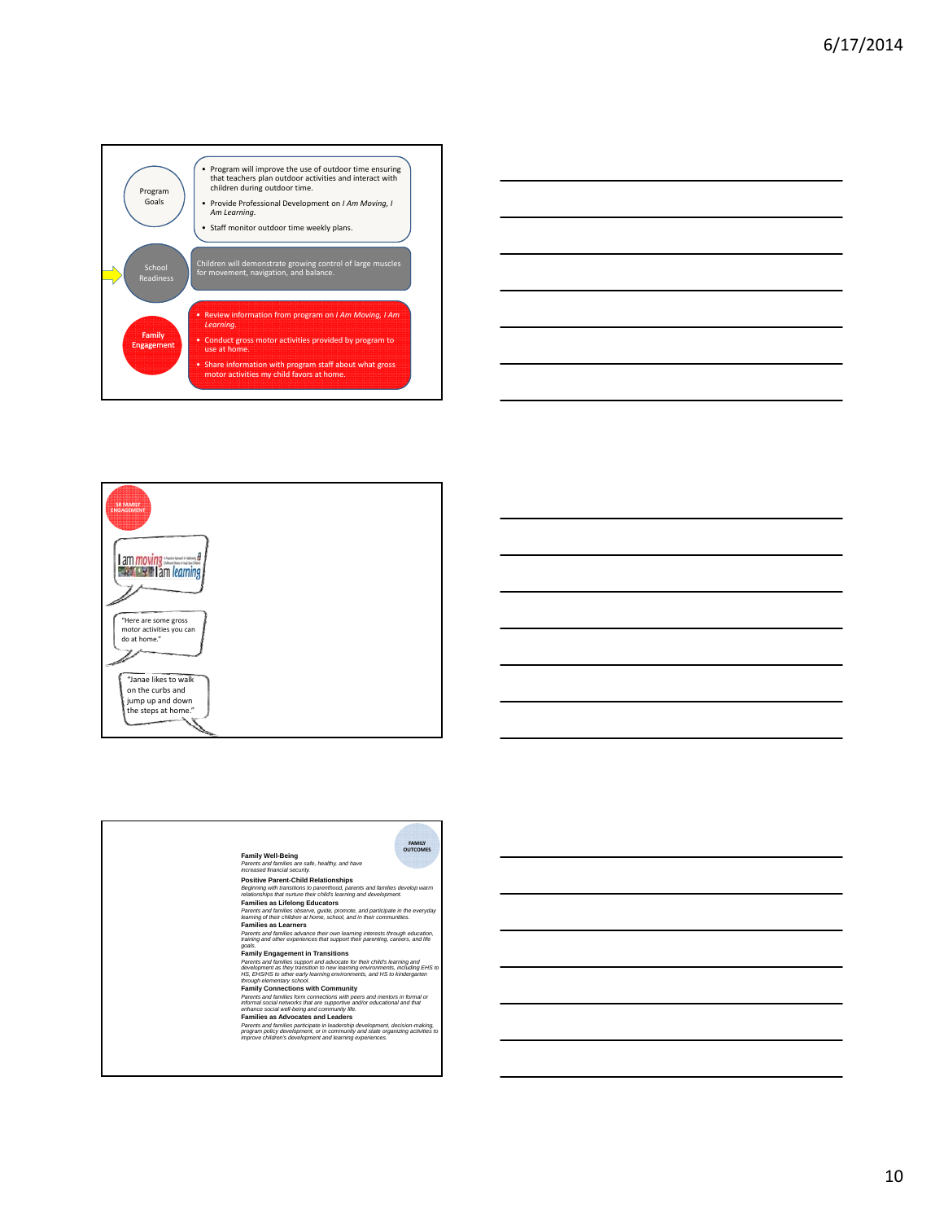Program Goals

- Program will improve the use of outdoor time ensuring that teachers plan outdoor activities and interact with children during outdoor time.
- Provide Professional Development on *I Am Moving, I Am Learning.*
- Staff monitor outdoor time weekly plans.

School Readiness

Children will demonstrate growing control of large muscles for movement, navigation, and balance.

Family Engagement

- Review information from program on *I Am Moving, I Am Learning.*
- Conduct gross motor activities provided by program to use at home.
- Share information with program staff about what gross motor activities my child favors at home.

---

SR FAMILY ENGAGEMENT

I am moving I am learning

"Here are some gross motor activities you can do at home."

"Janae likes to walk on the curbs and jump up and down the steps at home."

---

FAMILY OUTCOMES

**Family Well-Being**
*Parents and families are safe, healthy, and have increased financial security.*

**Positive Parent-Child Relationships**
*Beginning with transitions to parenthood, parents and families develop warm relationships that nurture their child's learning and development.*

**Families as Lifelong Educators**
*Parents and families observe, guide, promote, and participate in the everyday learning of their children at home, school, and in their communities.*

**Families as Learners**
*Parents and families advance their own learning interests through education, training and other experiences that support their parenting, careers, and life goals.*

**Family Engagement in Transitions**
*Parents and families support and advocate for their child's learning and development as they transition to new learning environments, including EHS to HS, EHS/HS to other early learning environments, and HS to kindergarten through elementary school.*

**Family Connections with Community**
*Parents and families form connections with peers and mentors in formal or informal social networks that are supportive and/or educational and that enhance social well-being and community life.*

**Families as Advocates and Leaders**
*Parents and families participate in leadership development, decision-making, program policy development, or in community and state organizing activities to improve children's development and learning experiences.*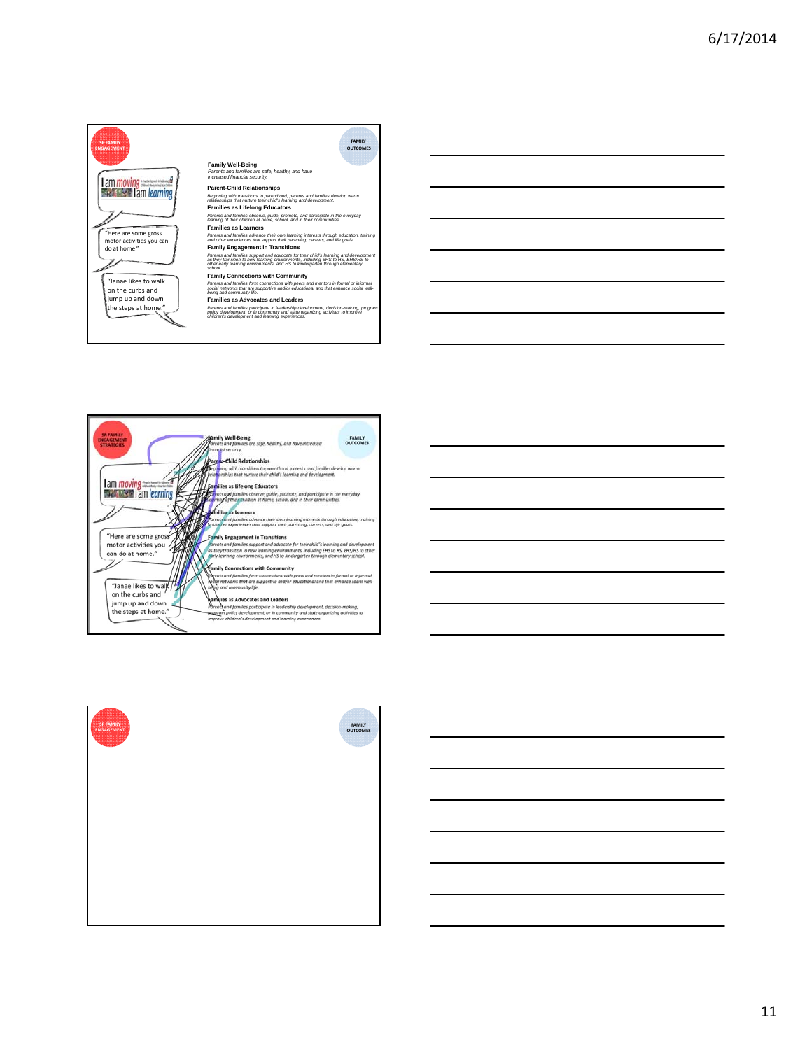SR FAMILY ENGAGEMENT

FAMILY OUTCOMES

I am moving I am learning

"Here are some gross motor activities you can do at home."

"Janae likes to walk on the curbs and jump up and down the steps at home."

**Family Well-Being**
*Parents and families are safe, healthy, and have increased financial security.*

**Parent-Child Relationships**
*Beginning with transitions to parenthood, parents and families develop warm relationships that nurture their child's learning and development.*

**Families as Lifelong Educators**
*Parents and families observe, guide, promote, and participate in the everyday learning of their children at home, school, and in their communities.*

**Families as Learners**
*Parents and families advance their own learning interests through education, training and other experiences that support their parenting, careers, and life goals.*

**Family Engagement in Transitions**
*Parents and families support and advocate for their child's learning and development as they transition to new learning environments, including EHS to HS, EHS/HS to other early learning environments, and HS to kindergarten through elementary school.*

**Family Connections with Community**
*Parents and families form connections with peers and mentors in formal or informal social networks that are supportive and/or educational and that enhance social well-being and community life.*

**Families as Advocates and Leaders**
*Parents and families participate in leadership development, decision-making, program policy development, or in community and state organizing activities to improve children's development and learning experiences.*

---

SR FAMILY ENGAGEMENT STRATEGIES

FAMILY OUTCOMES

I am moving I am learning

"Here are some gross motor activities you can do at home."

"Janae likes to walk on the curbs and jump up and down the steps at home."

**Family Well-Being**
*Parents and families are safe, healthy, and have increased financial security.*

**Parent-Child Relationships**
*Beginning with transitions to parenthood, parents and families develop warm relationships that nurture their child's learning and development.*

**Families as Lifelong Educators**
*Parents and families observe, guide, promote, and participate in the everyday learning of their children at home, school, and in their communities.*

**Families as Learners**
*Parents and families advance their own learning interests through education, training and other experiences that support their parenting, careers, and life goals.*

**Family Engagement in Transitions**
*Parents and families support and advocate for their child's learning and development as they transition to new learning environments, including EHS to HS, EHS/HS to other early learning environments, and HS to kindergarten through elementary school.*

**Family Connections with Community**
*Parents and families form connections with peers and mentors in formal or informal social networks that are supportive and/or educational and that enhance social well-being and community life.*

**Families as Advocates and Leaders**
*Parents and families participate in leadership development, decision-making, program policy development, or in community and state organizing activities to improve children's development and learning experiences.*

---

SR FAMILY ENGAGEMENT

FAMILY OUTCOMES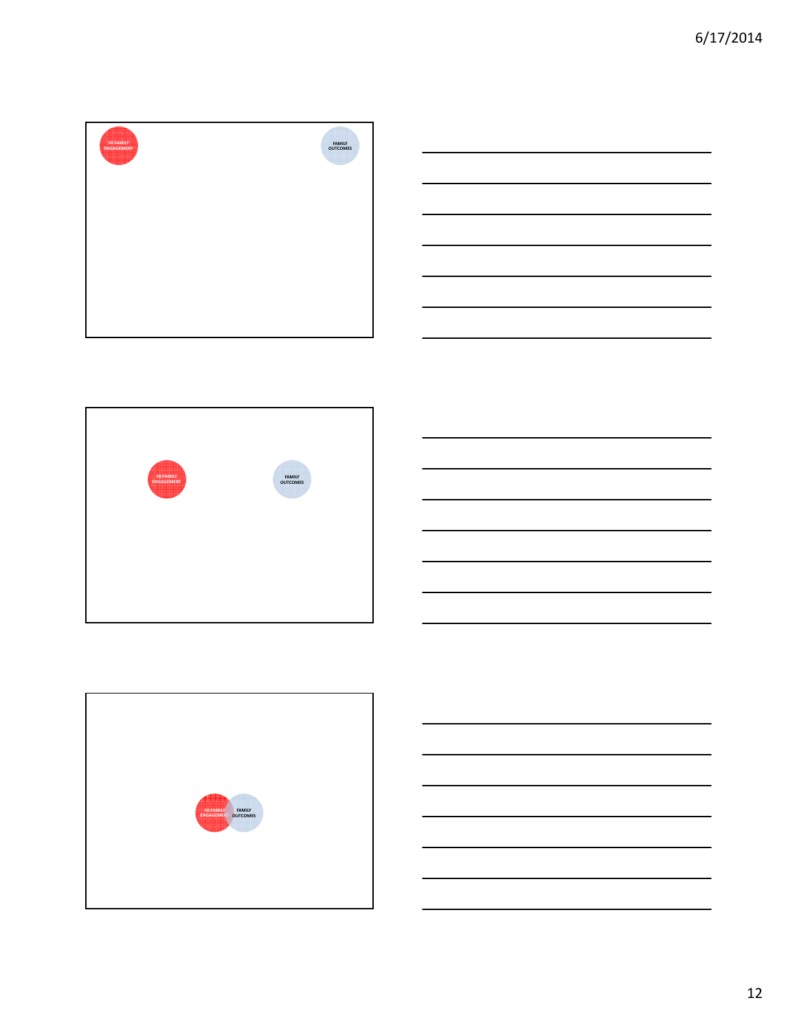SR FAMILY ENGAGEMENT

FAMILY OUTCOMES

SR FAMILY ENGAGEMENT

FAMILY OUTCOMES

SR FAMILY ENGAGEMENT

FAMILY OUTCOMES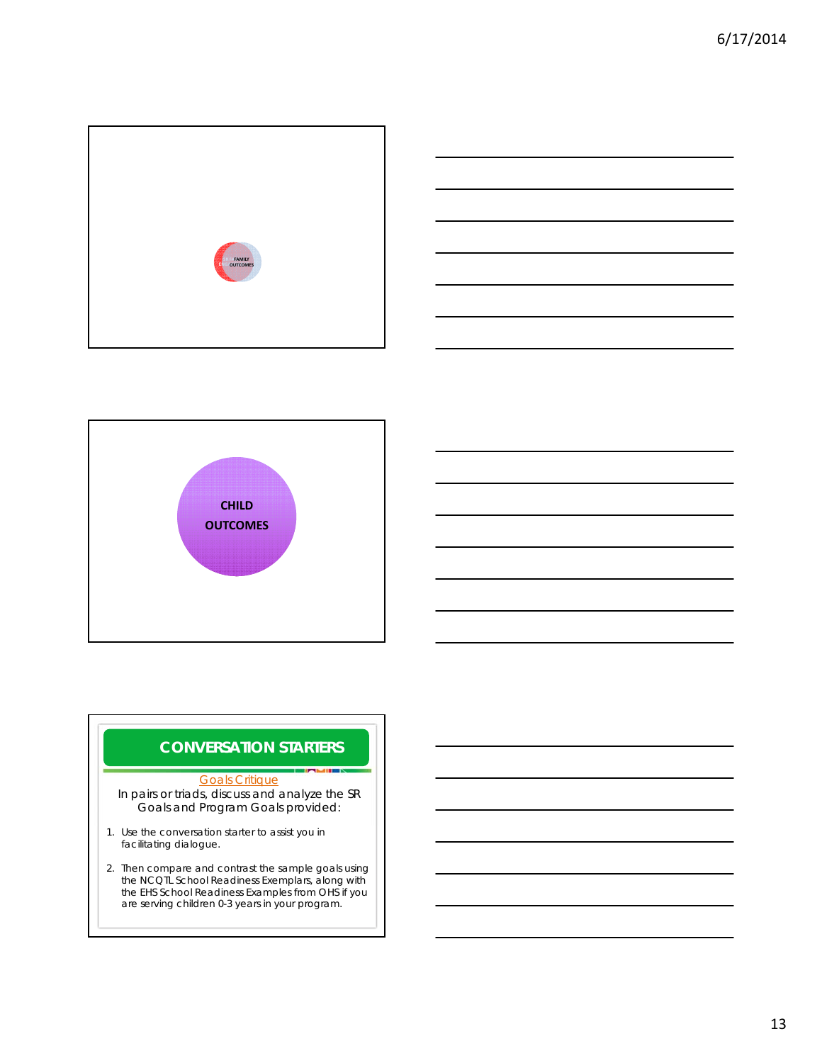FAMILY OUTCOMES

CHILD OUTCOMES

## CONVERSATION STARTERS

Goals Critique

In pairs or triads, discuss and analyze the SR Goals and Program Goals provided:

1. Use the conversation starter to assist you in facilitating dialogue.
2. Then compare and contrast the sample goals using the NCQTL School Readiness Exemplars, along with the EHS School Readiness Examples from OHS if you are serving children 0-3 years in your program.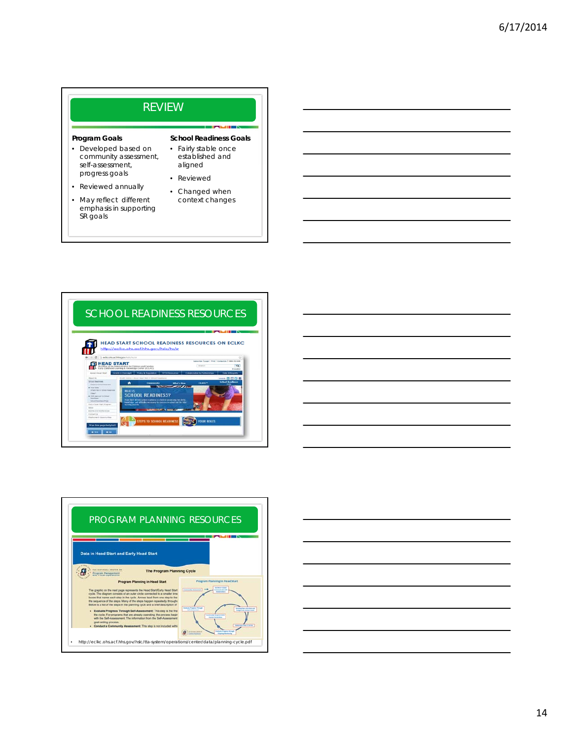## REVIEW

**Program Goals**

- Developed based on community assessment, self-assessment, progress goals
- Reviewed annually
- May reflect different emphasis in supporting SR goals

**School Readiness Goals**

- Fairly stable once established and aligned
- Reviewed
- Changed when context changes

## SCHOOL READINESS RESOURCES

HEAD START SCHOOL READINESS RESOURCES ON ECLKC

http://eclkc.ohs.acf.hhs.gov/hslc/hs/sr

## PROGRAM PLANNING RESOURCES

- http://eclkc.ohs.acf.hhs.gov/hslc/tta-system/operations/center/data/planning-cycle.pdf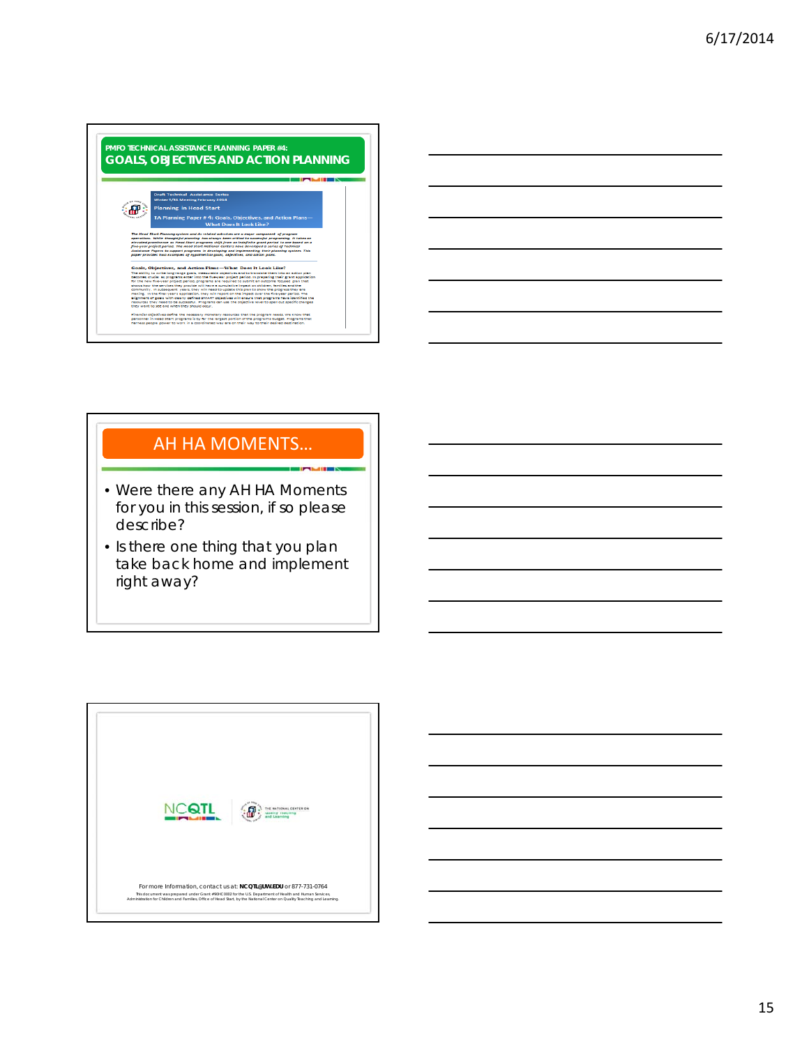## PMFO TECHNICAL ASSISTANCE PLANNING PAPER #4: GOALS, OBJECTIVES AND ACTION PLANNING

Draft Technical Assistance Series

Winter 5/30 Meeting February 2014

Planning in Head Start

TA Planning Paper # 4: Goals, Objectives, and Action Plans—What Does It Look Like?

## AH HA MOMENTS…

- Were there any AH HA Moments for you in this session, if so please describe?
- Is there one thing that you plan take back home and implement right away?

NCQTL

THE NATIONAL CENTER ON Quality Teaching and Learning

For more Information, contact us at: **NCQTL@UW.EDU** or 877-731-0764

This document was prepared under Grant #90HC0002 for the U.S. Department of Health and Human Services, Administration for Children and Families, Office of Head Start, by the National Center on Quality Teaching and Learning.